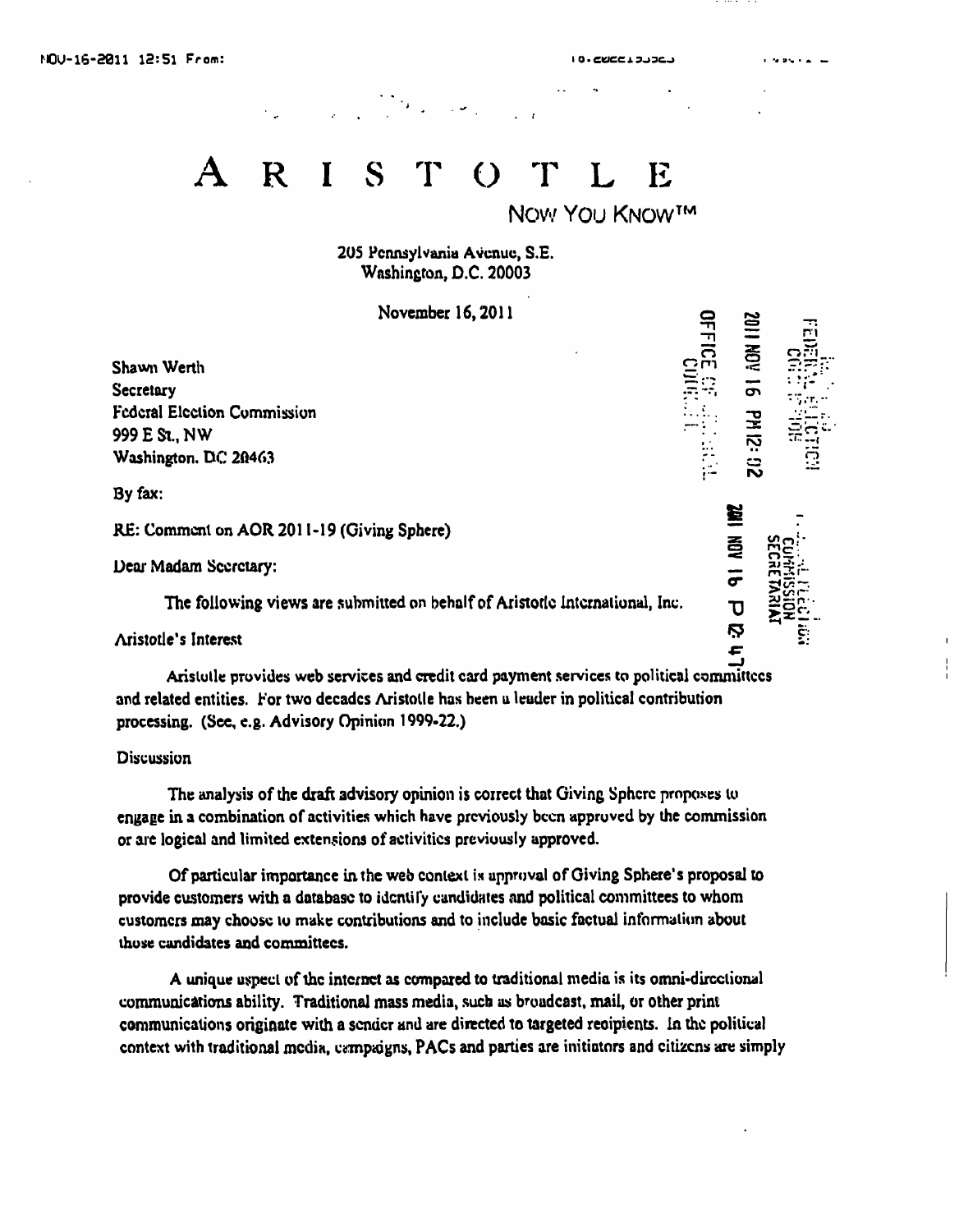# A R I S T O T L E

NOW YOU KNOW™

205 Pennsylvania Avenue, S.E.
Washington, D.C. 20003

November 16, 2011

Shawn Werth
Secretary
Federal Election Commission
999 E St., NW
Washington, DC 20463

By fax:

RE: Comment on AOR 2011-19 (Giving Sphere)

Dear Madam Secretary:

The following views are submitted on behalf of Aristotle International, Inc.

Aristotle's Interest

Aristotle provides web services and credit card payment services to political committees and related entities. For two decades Aristotle has been a leader in political contribution processing. (See, e.g. Advisory Opinion 1999-22.)

Discussion

The analysis of the draft advisory opinion is correct that Giving Sphere proposes to engage in a combination of activities which have previously been approved by the commission or are logical and limited extensions of activities previously approved.

Of particular importance in the web context is approval of Giving Sphere's proposal to provide customers with a database to identify candidates and political committees to whom customers may choose to make contributions and to include basic factual information about those candidates and committees.

A unique aspect of the internet as compared to traditional media is its omni-directional communications ability. Traditional mass media, such as broadcast, mail, or other print communications originate with a sender and are directed to targeted recipients. In the political context with traditional media, campaigns, PACs and parties are initiators and citizens are simply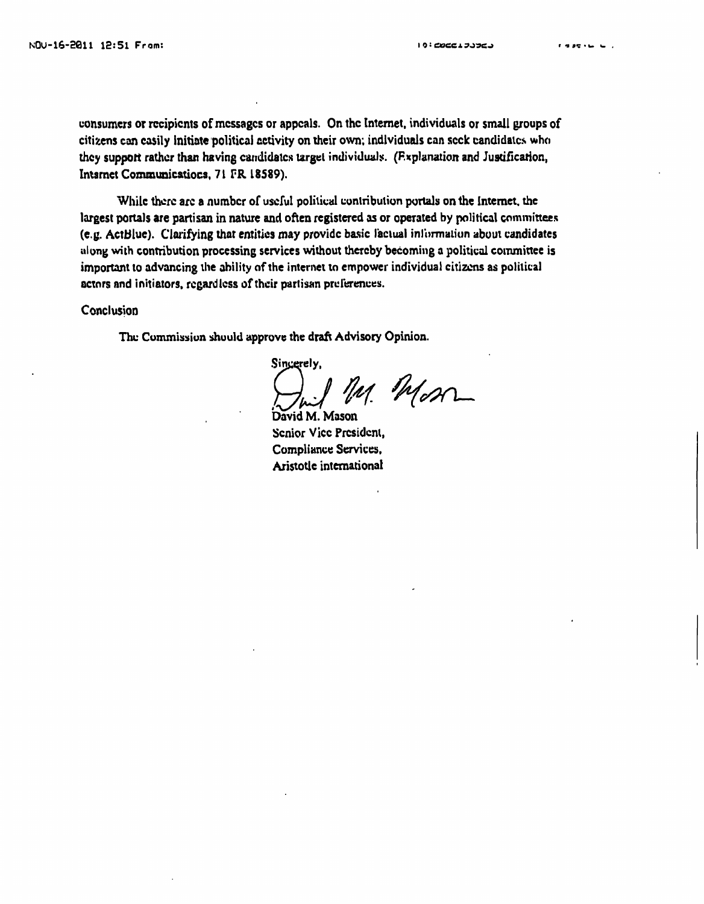consumers or recipients of messages or appeals. On the Internet, individuals or small groups of citizens can easily initiate political activity on their own; individuals can seek candidates who they support rather than having candidates target individuals. (Explanation and Justification, Internet Communications, 71 FR 18589).

While there are a number of useful political contribution portals on the Internet, the largest portals are partisan in nature and often registered as or operated by political committees (e.g. ActBlue). Clarifying that entities may provide basic factual information about candidates along with contribution processing services without thereby becoming a political committee is important to advancing the ability of the internet to empower individual citizens as political actors and initiators, regardless of their partisan preferences.

Conclusion

The Commission should approve the draft Advisory Opinion.

Sincerely,

David M. Mason
Senior Vice President,
Compliance Services,
Aristotle international